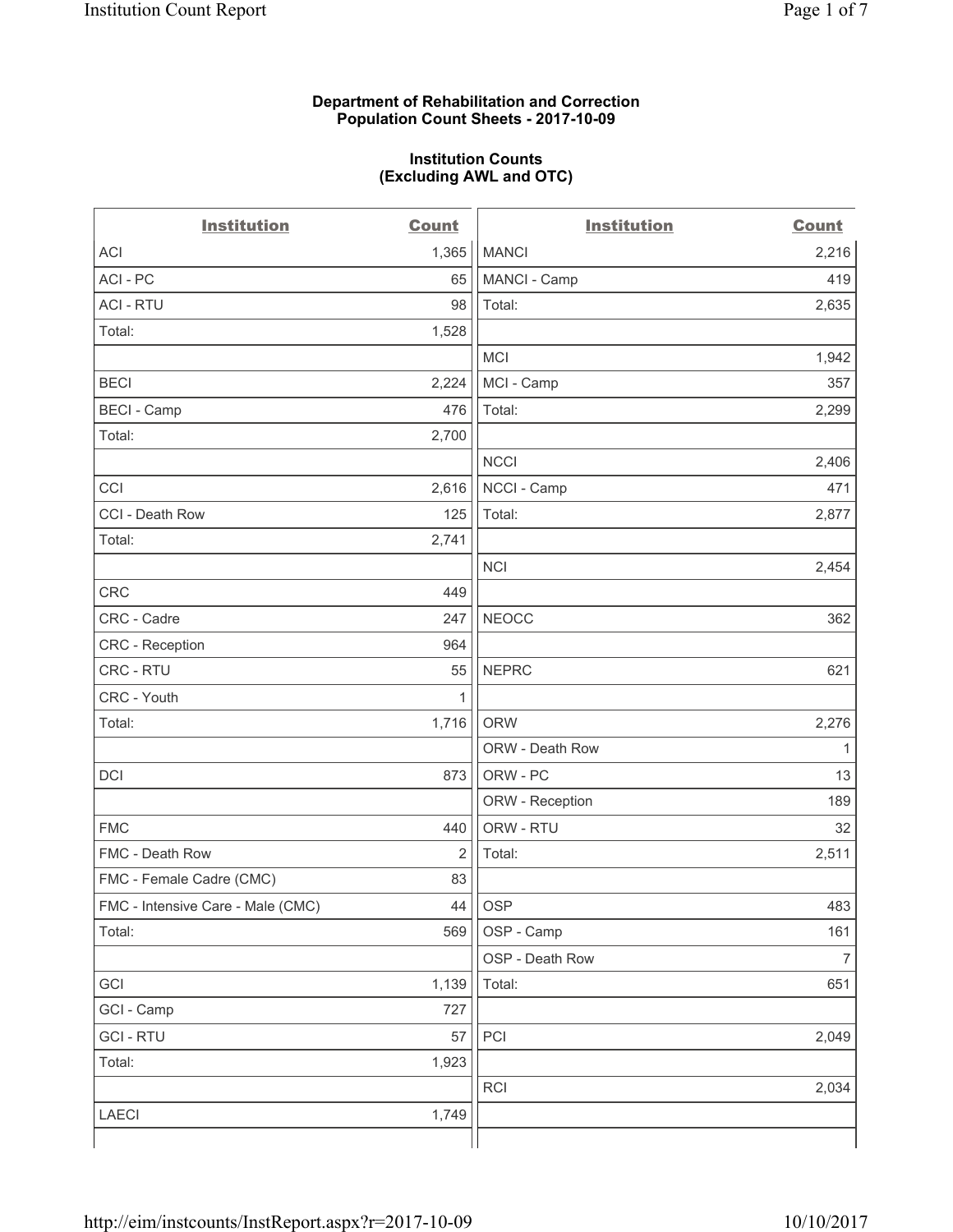**Department of Rehabilitation and Correction**
**Population Count Sheets - 2017-10-09**

**Institution Counts**
**(Excluding AWL and OTC)**

| Institution | Count | Institution | Count |
|---|---|---|---|
| ACI | 1,365 | MANCI | 2,216 |
| ACI - PC | 65 | MANCI - Camp | 419 |
| ACI - RTU | 98 | Total: | 2,635 |
| Total: | 1,528 | | |
| | | MCI | 1,942 |
| BECI | 2,224 | MCI - Camp | 357 |
| BECI - Camp | 476 | Total: | 2,299 |
| Total: | 2,700 | | |
| | | NCCI | 2,406 |
| CCI | 2,616 | NCCI - Camp | 471 |
| CCI - Death Row | 125 | Total: | 2,877 |
| Total: | 2,741 | | |
| | | NCI | 2,454 |
| CRC | 449 | | |
| CRC - Cadre | 247 | NEOCC | 362 |
| CRC - Reception | 964 | | |
| CRC - RTU | 55 | NEPRC | 621 |
| CRC - Youth | 1 | | |
| Total: | 1,716 | ORW | 2,276 |
| | | ORW - Death Row | 1 |
| DCI | 873 | ORW - PC | 13 |
| | | ORW - Reception | 189 |
| FMC | 440 | ORW - RTU | 32 |
| FMC - Death Row | 2 | Total: | 2,511 |
| FMC - Female Cadre (CMC) | 83 | | |
| FMC - Intensive Care - Male (CMC) | 44 | OSP | 483 |
| Total: | 569 | OSP - Camp | 161 |
| | | OSP - Death Row | 7 |
| GCI | 1,139 | Total: | 651 |
| GCI - Camp | 727 | | |
| GCI - RTU | 57 | PCI | 2,049 |
| Total: | 1,923 | | |
| | | RCI | 2,034 |
| LAECI | 1,749 | | |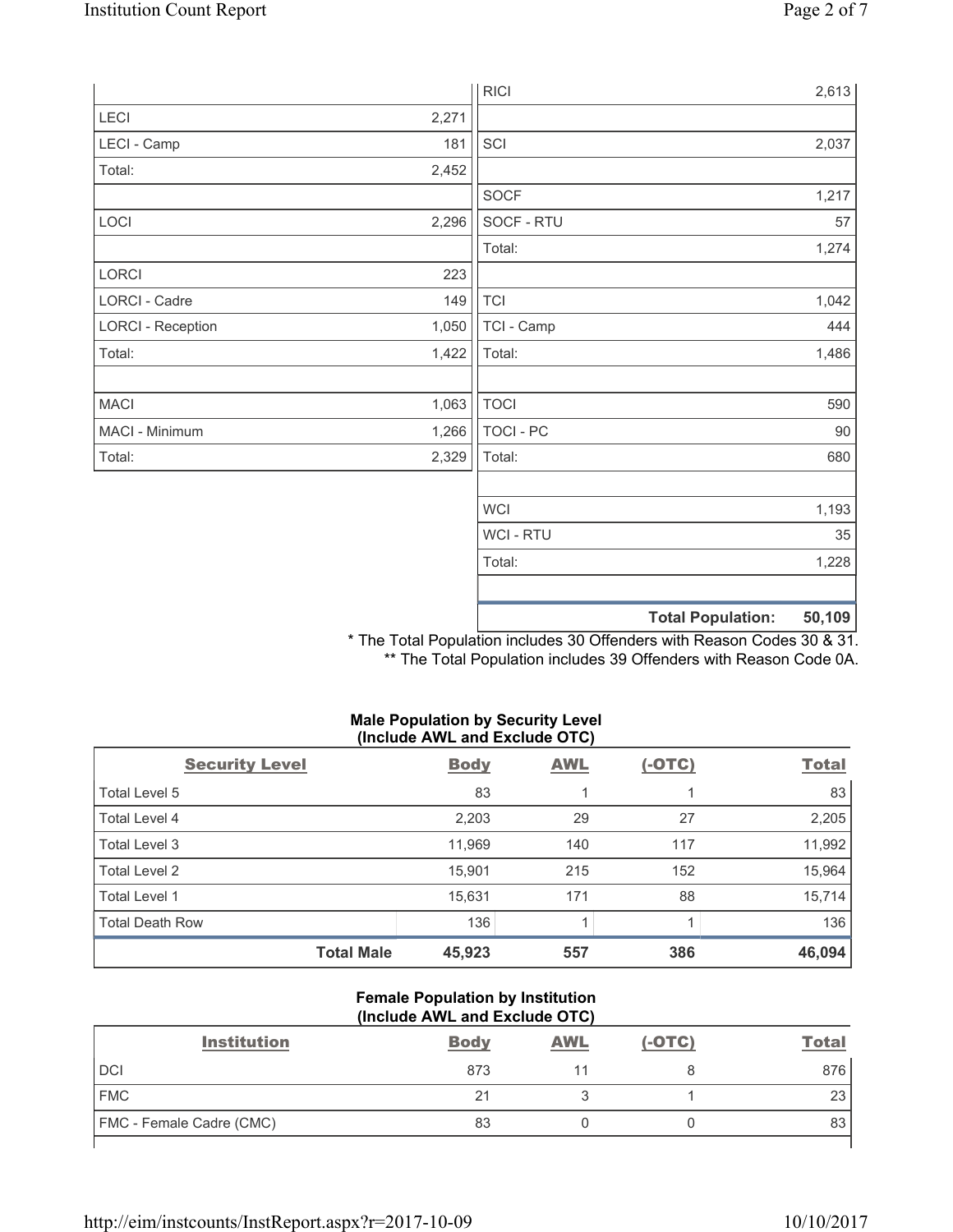| | | | |
|---|---|---|---|
| | | RICI | 2,613 |
| LECI | 2,271 | | |
| LECI - Camp | 181 | SCI | 2,037 |
| Total: | 2,452 | | |
| | | SOCF | 1,217 |
| LOCI | 2,296 | SOCF - RTU | 57 |
| | | Total: | 1,274 |
| LORCI | 223 | | |
| LORCI - Cadre | 149 | TCI | 1,042 |
| LORCI - Reception | 1,050 | TCI - Camp | 444 |
| Total: | 1,422 | Total: | 1,486 |
| | | | |
| MACI | 1,063 | TOCI | 590 |
| MACI - Minimum | 1,266 | TOCI - PC | 90 |
| Total: | 2,329 | Total: | 680 |
| | | | |
| | | WCI | 1,193 |
| | | WCI - RTU | 35 |
| | | Total: | 1,228 |
| | | | |
| | | **Total Population:** | **50,109** |

\* The Total Population includes 30 Offenders with Reason Codes 30 & 31.
\*\* The Total Population includes 39 Offenders with Reason Code 0A.

**Male Population by Security Level (Include AWL and Exclude OTC)**

| Security Level | Body | AWL | (-OTC) | Total |
|---|---|---|---|---|
| Total Level 5 | 83 | 1 | 1 | 83 |
| Total Level 4 | 2,203 | 29 | 27 | 2,205 |
| Total Level 3 | 11,969 | 140 | 117 | 11,992 |
| Total Level 2 | 15,901 | 215 | 152 | 15,964 |
| Total Level 1 | 15,631 | 171 | 88 | 15,714 |
| Total Death Row | 136 | 1 | 1 | 136 |
| **Total Male** | **45,923** | **557** | **386** | **46,094** |

**Female Population by Institution (Include AWL and Exclude OTC)**

| Institution | Body | AWL | (-OTC) | Total |
|---|---|---|---|---|
| DCI | 873 | 11 | 8 | 876 |
| FMC | 21 | 3 | 1 | 23 |
| FMC - Female Cadre (CMC) | 83 | 0 | 0 | 83 |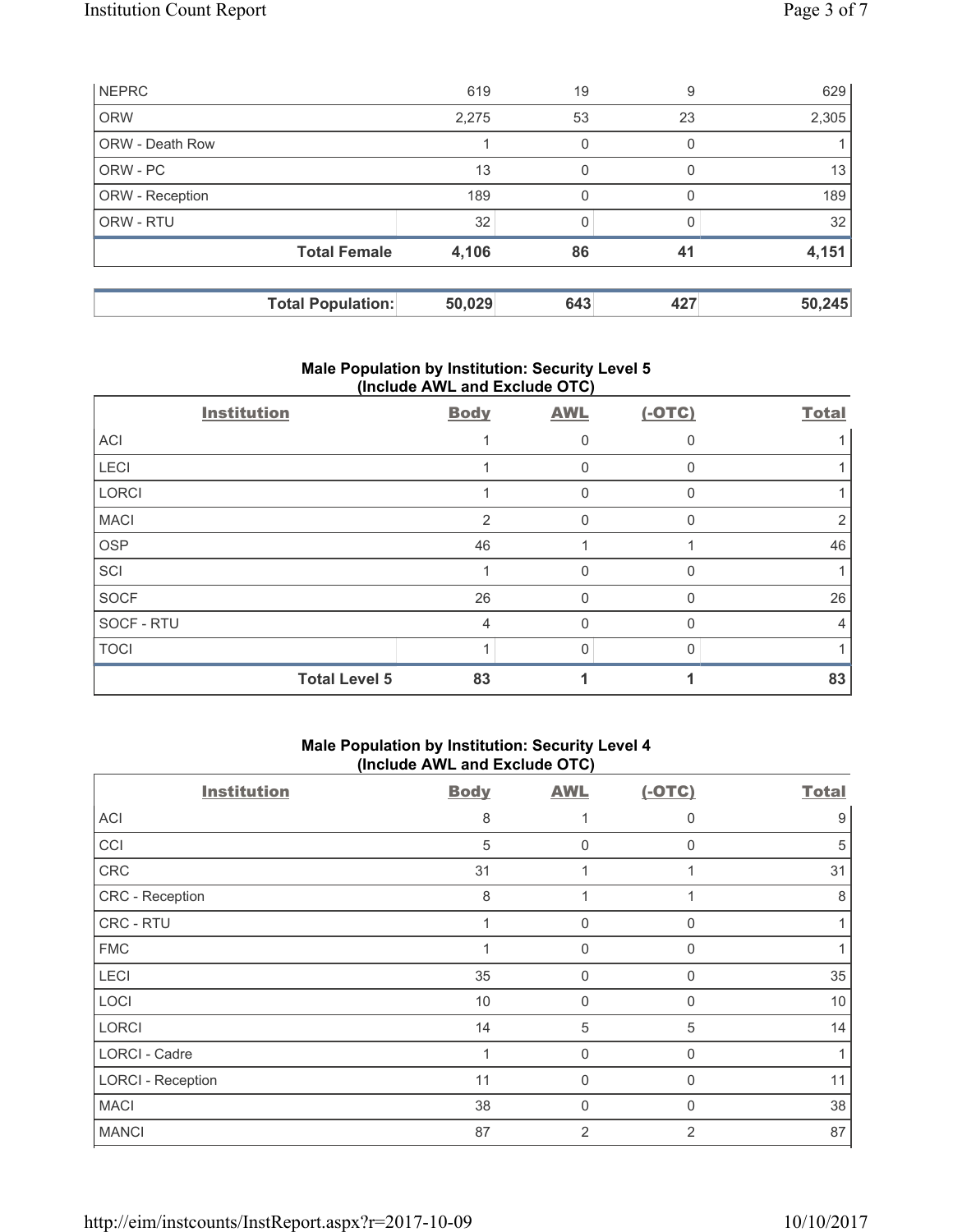| NEPRC | 619 | 19 | 9 | 629 |
|---|---|---|---|---|
| ORW | 2,275 | 53 | 23 | 2,305 |
| ORW - Death Row | 1 | 0 | 0 | 1 |
| ORW - PC | 13 | 0 | 0 | 13 |
| ORW - Reception | 189 | 0 | 0 | 189 |
| ORW - RTU | 32 | 0 | 0 | 32 |
| **Total Female** | **4,106** | **86** | **41** | **4,151** |

| **Total Population:** | **50,029** | **643** | **427** | **50,245** |
|---|---|---|---|---|

### Male Population by Institution: Security Level 5 (Include AWL and Exclude OTC)

| Institution | Body | AWL | (-OTC) | Total |
|---|---|---|---|---|
| ACI | 1 | 0 | 0 | 1 |
| LECI | 1 | 0 | 0 | 1 |
| LORCI | 1 | 0 | 0 | 1 |
| MACI | 2 | 0 | 0 | 2 |
| OSP | 46 | 1 | 1 | 46 |
| SCI | 1 | 0 | 0 | 1 |
| SOCF | 26 | 0 | 0 | 26 |
| SOCF - RTU | 4 | 0 | 0 | 4 |
| TOCI | 1 | 0 | 0 | 1 |
| **Total Level 5** | **83** | **1** | **1** | **83** |

### Male Population by Institution: Security Level 4 (Include AWL and Exclude OTC)

| Institution | Body | AWL | (-OTC) | Total |
|---|---|---|---|---|
| ACI | 8 | 1 | 0 | 9 |
| CCI | 5 | 0 | 0 | 5 |
| CRC | 31 | 1 | 1 | 31 |
| CRC - Reception | 8 | 1 | 1 | 8 |
| CRC - RTU | 1 | 0 | 0 | 1 |
| FMC | 1 | 0 | 0 | 1 |
| LECI | 35 | 0 | 0 | 35 |
| LOCI | 10 | 0 | 0 | 10 |
| LORCI | 14 | 5 | 5 | 14 |
| LORCI - Cadre | 1 | 0 | 0 | 1 |
| LORCI - Reception | 11 | 0 | 0 | 11 |
| MACI | 38 | 0 | 0 | 38 |
| MANCI | 87 | 2 | 2 | 87 |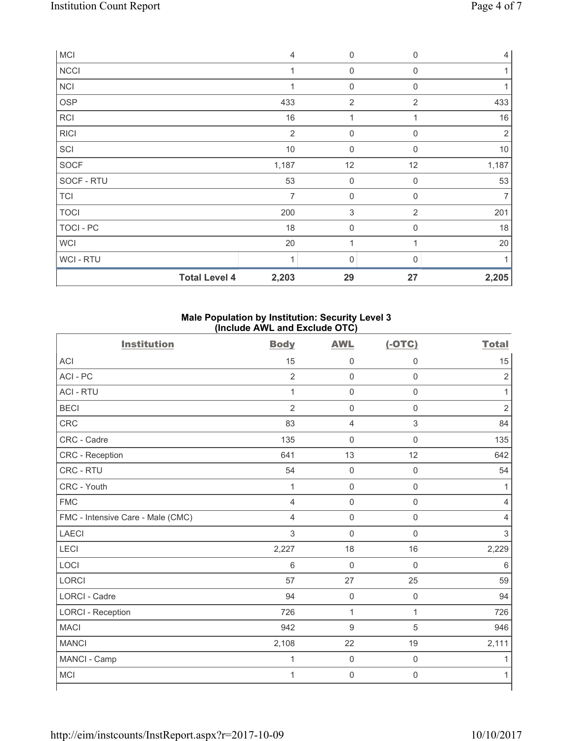| MCI | | 4 | 0 | 0 | 4 |
|---|---|---|---|---|---|
| NCCI | | 1 | 0 | 0 | 1 |
| NCI | | 1 | 0 | 0 | 1 |
| OSP | | 433 | 2 | 2 | 433 |
| RCI | | 16 | 1 | 1 | 16 |
| RICI | | 2 | 0 | 0 | 2 |
| SCI | | 10 | 0 | 0 | 10 |
| SOCF | | 1,187 | 12 | 12 | 1,187 |
| SOCF - RTU | | 53 | 0 | 0 | 53 |
| TCI | | 7 | 0 | 0 | 7 |
| TOCI | | 200 | 3 | 2 | 201 |
| TOCI - PC | | 18 | 0 | 0 | 18 |
| WCI | | 20 | 1 | 1 | 20 |
| WCI - RTU | | 1 | 0 | 0 | 1 |
| | **Total Level 4** | **2,203** | **29** | **27** | **2,205** |

**Male Population by Institution: Security Level 3 (Include AWL and Exclude OTC)**

| Institution | Body | AWL | (-OTC) | Total |
|---|---|---|---|---|
| ACI | 15 | 0 | 0 | 15 |
| ACI - PC | 2 | 0 | 0 | 2 |
| ACI - RTU | 1 | 0 | 0 | 1 |
| BECI | 2 | 0 | 0 | 2 |
| CRC | 83 | 4 | 3 | 84 |
| CRC - Cadre | 135 | 0 | 0 | 135 |
| CRC - Reception | 641 | 13 | 12 | 642 |
| CRC - RTU | 54 | 0 | 0 | 54 |
| CRC - Youth | 1 | 0 | 0 | 1 |
| FMC | 4 | 0 | 0 | 4 |
| FMC - Intensive Care - Male (CMC) | 4 | 0 | 0 | 4 |
| LAECI | 3 | 0 | 0 | 3 |
| LECI | 2,227 | 18 | 16 | 2,229 |
| LOCI | 6 | 0 | 0 | 6 |
| LORCI | 57 | 27 | 25 | 59 |
| LORCI - Cadre | 94 | 0 | 0 | 94 |
| LORCI - Reception | 726 | 1 | 1 | 726 |
| MACI | 942 | 9 | 5 | 946 |
| MANCI | 2,108 | 22 | 19 | 2,111 |
| MANCI - Camp | 1 | 0 | 0 | 1 |
| MCI | 1 | 0 | 0 | 1 |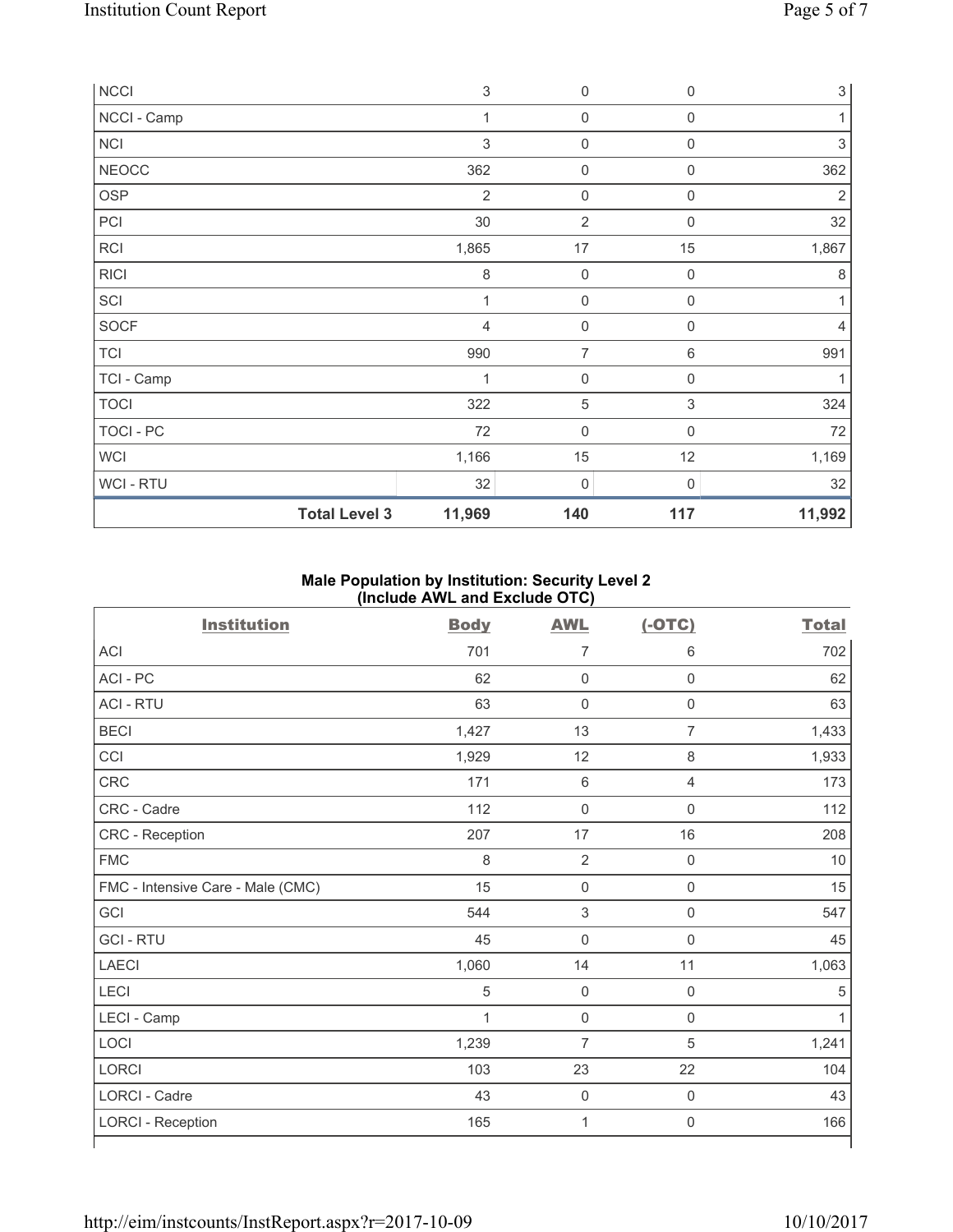| | | | | |
|---|---|---|---|---|
| NCCI | 3 | 0 | 0 | 3 |
| NCCI - Camp | 1 | 0 | 0 | 1 |
| NCI | 3 | 0 | 0 | 3 |
| NEOCC | 362 | 0 | 0 | 362 |
| OSP | 2 | 0 | 0 | 2 |
| PCI | 30 | 2 | 0 | 32 |
| RCI | 1,865 | 17 | 15 | 1,867 |
| RICI | 8 | 0 | 0 | 8 |
| SCI | 1 | 0 | 0 | 1 |
| SOCF | 4 | 0 | 0 | 4 |
| TCI | 990 | 7 | 6 | 991 |
| TCI - Camp | 1 | 0 | 0 | 1 |
| TOCI | 322 | 5 | 3 | 324 |
| TOCI - PC | 72 | 0 | 0 | 72 |
| WCI | 1,166 | 15 | 12 | 1,169 |
| WCI - RTU | 32 | 0 | 0 | 32 |
| **Total Level 3** | **11,969** | **140** | **117** | **11,992** |

### Male Population by Institution: Security Level 2 (Include AWL and Exclude OTC)

| Institution | Body | AWL | (-OTC) | Total |
|---|---|---|---|---|
| ACI | 701 | 7 | 6 | 702 |
| ACI - PC | 62 | 0 | 0 | 62 |
| ACI - RTU | 63 | 0 | 0 | 63 |
| BECI | 1,427 | 13 | 7 | 1,433 |
| CCI | 1,929 | 12 | 8 | 1,933 |
| CRC | 171 | 6 | 4 | 173 |
| CRC - Cadre | 112 | 0 | 0 | 112 |
| CRC - Reception | 207 | 17 | 16 | 208 |
| FMC | 8 | 2 | 0 | 10 |
| FMC - Intensive Care - Male (CMC) | 15 | 0 | 0 | 15 |
| GCI | 544 | 3 | 0 | 547 |
| GCI - RTU | 45 | 0 | 0 | 45 |
| LAECI | 1,060 | 14 | 11 | 1,063 |
| LECI | 5 | 0 | 0 | 5 |
| LECI - Camp | 1 | 0 | 0 | 1 |
| LOCI | 1,239 | 7 | 5 | 1,241 |
| LORCI | 103 | 23 | 22 | 104 |
| LORCI - Cadre | 43 | 0 | 0 | 43 |
| LORCI - Reception | 165 | 1 | 0 | 166 |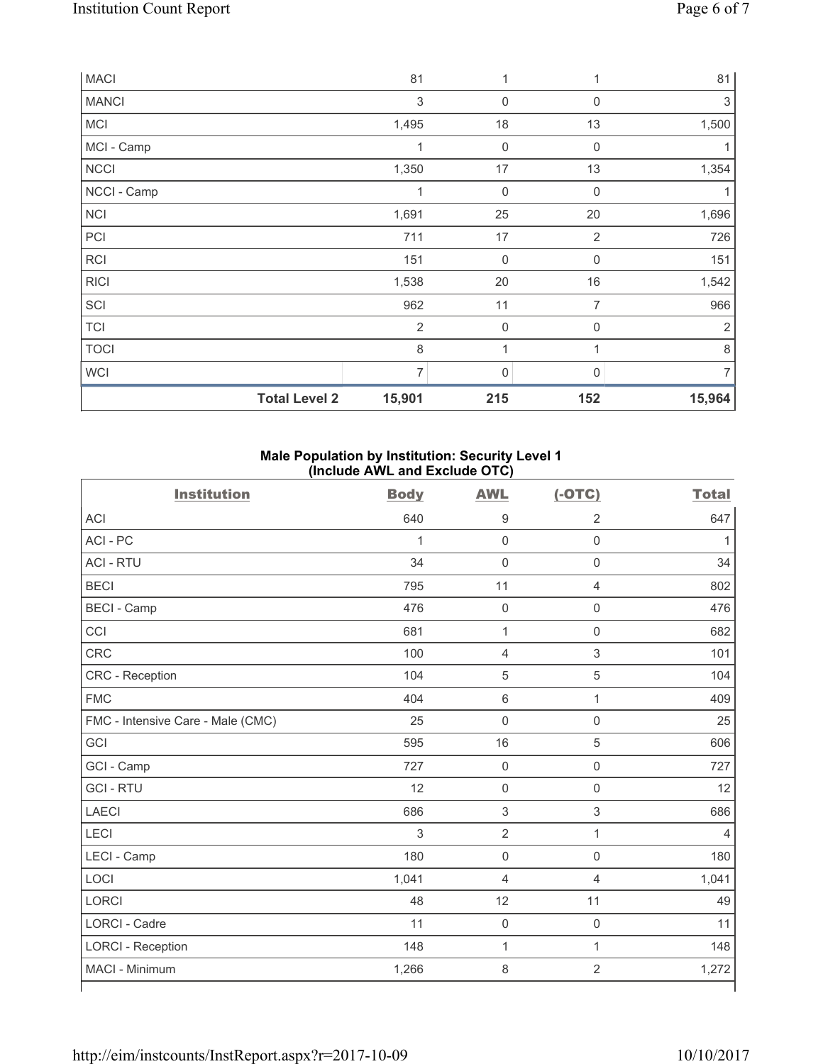| | | | | |
|---|---|---|---|---|
| MACI | 81 | 1 | 1 | 81 |
| MANCI | 3 | 0 | 0 | 3 |
| MCI | 1,495 | 18 | 13 | 1,500 |
| MCI - Camp | 1 | 0 | 0 | 1 |
| NCCI | 1,350 | 17 | 13 | 1,354 |
| NCCI - Camp | 1 | 0 | 0 | 1 |
| NCI | 1,691 | 25 | 20 | 1,696 |
| PCI | 711 | 17 | 2 | 726 |
| RCI | 151 | 0 | 0 | 151 |
| RICI | 1,538 | 20 | 16 | 1,542 |
| SCI | 962 | 11 | 7 | 966 |
| TCI | 2 | 0 | 0 | 2 |
| TOCI | 8 | 1 | 1 | 8 |
| WCI | 7 | 0 | 0 | 7 |
| **Total Level 2** | **15,901** | **215** | **152** | **15,964** |

**Male Population by Institution: Security Level 1 (Include AWL and Exclude OTC)**

| Institution | Body | AWL | (-OTC) | Total |
|---|---|---|---|---|
| ACI | 640 | 9 | 2 | 647 |
| ACI - PC | 1 | 0 | 0 | 1 |
| ACI - RTU | 34 | 0 | 0 | 34 |
| BECI | 795 | 11 | 4 | 802 |
| BECI - Camp | 476 | 0 | 0 | 476 |
| CCI | 681 | 1 | 0 | 682 |
| CRC | 100 | 4 | 3 | 101 |
| CRC - Reception | 104 | 5 | 5 | 104 |
| FMC | 404 | 6 | 1 | 409 |
| FMC - Intensive Care - Male (CMC) | 25 | 0 | 0 | 25 |
| GCI | 595 | 16 | 5 | 606 |
| GCI - Camp | 727 | 0 | 0 | 727 |
| GCI - RTU | 12 | 0 | 0 | 12 |
| LAECI | 686 | 3 | 3 | 686 |
| LECI | 3 | 2 | 1 | 4 |
| LECI - Camp | 180 | 0 | 0 | 180 |
| LOCI | 1,041 | 4 | 4 | 1,041 |
| LORCI | 48 | 12 | 11 | 49 |
| LORCI - Cadre | 11 | 0 | 0 | 11 |
| LORCI - Reception | 148 | 1 | 1 | 148 |
| MACI - Minimum | 1,266 | 8 | 2 | 1,272 |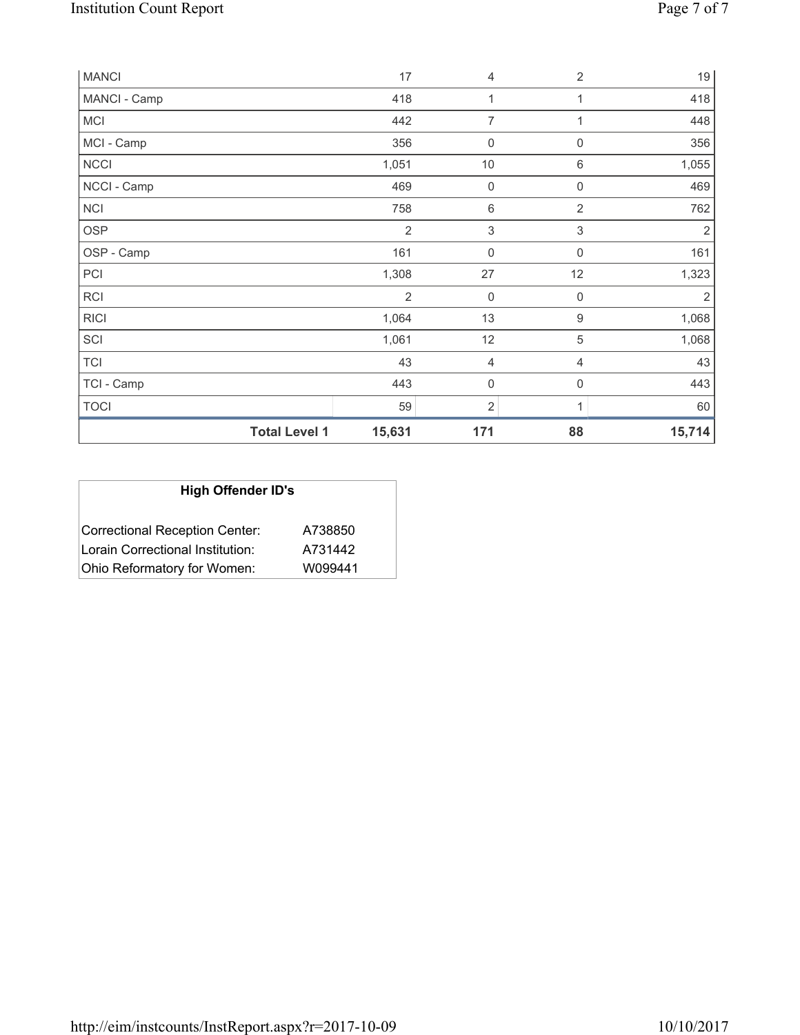| | | | | |
|---|---|---|---|---|
| MANCI | 17 | 4 | 2 | 19 |
| MANCI - Camp | 418 | 1 | 1 | 418 |
| MCI | 442 | 7 | 1 | 448 |
| MCI - Camp | 356 | 0 | 0 | 356 |
| NCCI | 1,051 | 10 | 6 | 1,055 |
| NCCI - Camp | 469 | 0 | 0 | 469 |
| NCI | 758 | 6 | 2 | 762 |
| OSP | 2 | 3 | 3 | 2 |
| OSP - Camp | 161 | 0 | 0 | 161 |
| PCI | 1,308 | 27 | 12 | 1,323 |
| RCI | 2 | 0 | 0 | 2 |
| RICI | 1,064 | 13 | 9 | 1,068 |
| SCI | 1,061 | 12 | 5 | 1,068 |
| TCI | 43 | 4 | 4 | 43 |
| TCI - Camp | 443 | 0 | 0 | 443 |
| TOCI | 59 | 2 | 1 | 60 |
| **Total Level 1** | **15,631** | **171** | **88** | **15,714** |

| **High Offender ID's** | |
|---|---|
| Correctional Reception Center: | A738850 |
| Lorain Correctional Institution: | A731442 |
| Ohio Reformatory for Women: | W099441 |